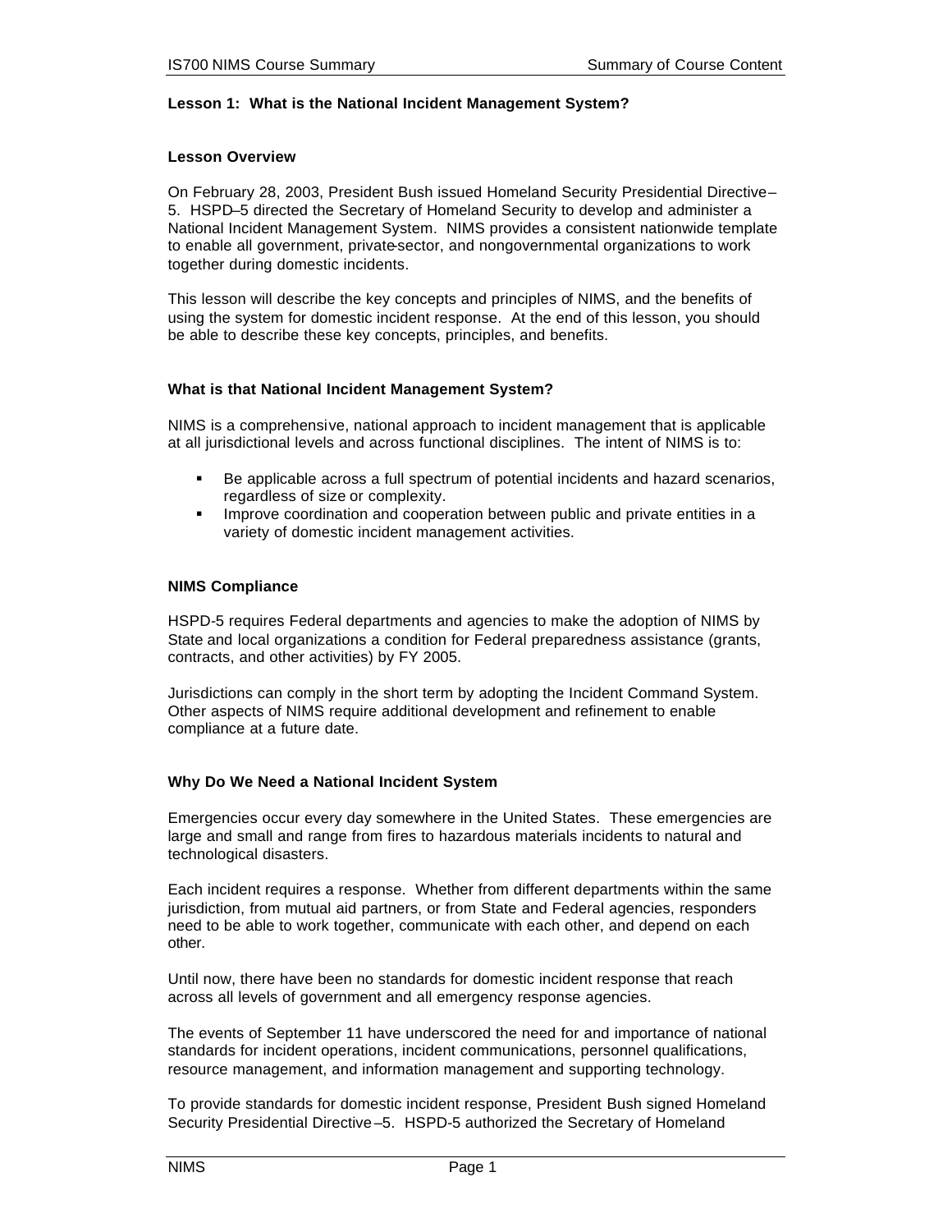### Lesson 1: What is the National Incident Management System?

#### Lesson Overview

On February 28, 2003, President Bush issued Homeland Security Presidential Directive–5. HSPD–5 directed the Secretary of Homeland Security to develop and administer a National Incident Management System. NIMS provides a consistent nationwide template to enable all government, private-sector, and nongovernmental organizations to work together during domestic incidents.

This lesson will describe the key concepts and principles of NIMS, and the benefits of using the system for domestic incident response. At the end of this lesson, you should be able to describe these key concepts, principles, and benefits.

#### What is that National Incident Management System?

NIMS is a comprehensive, national approach to incident management that is applicable at all jurisdictional levels and across functional disciplines. The intent of NIMS is to:

- Be applicable across a full spectrum of potential incidents and hazard scenarios, regardless of size or complexity.
- Improve coordination and cooperation between public and private entities in a variety of domestic incident management activities.

#### NIMS Compliance

HSPD-5 requires Federal departments and agencies to make the adoption of NIMS by State and local organizations a condition for Federal preparedness assistance (grants, contracts, and other activities) by FY 2005.

Jurisdictions can comply in the short term by adopting the Incident Command System. Other aspects of NIMS require additional development and refinement to enable compliance at a future date.

#### Why Do We Need a National Incident System

Emergencies occur every day somewhere in the United States. These emergencies are large and small and range from fires to hazardous materials incidents to natural and technological disasters.

Each incident requires a response. Whether from different departments within the same jurisdiction, from mutual aid partners, or from State and Federal agencies, responders need to be able to work together, communicate with each other, and depend on each other.

Until now, there have been no standards for domestic incident response that reach across all levels of government and all emergency response agencies.

The events of September 11 have underscored the need for and importance of national standards for incident operations, incident communications, personnel qualifications, resource management, and information management and supporting technology.

To provide standards for domestic incident response, President Bush signed Homeland Security Presidential Directive–5. HSPD-5 authorized the Secretary of Homeland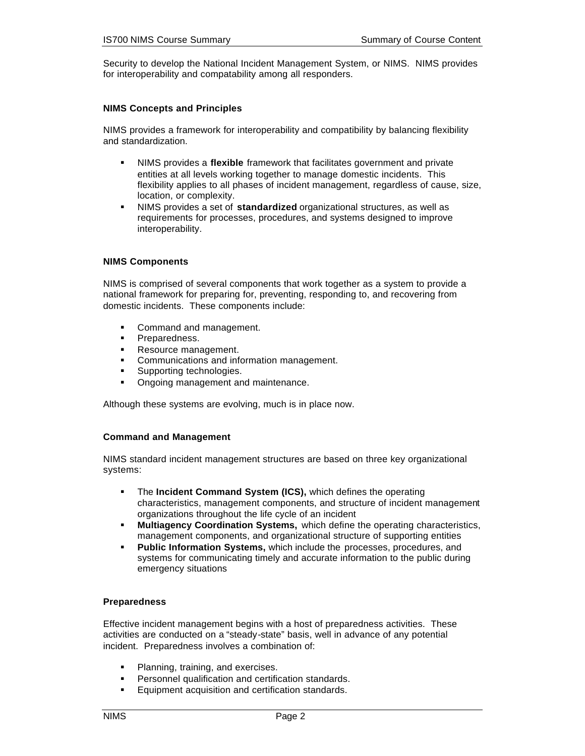Security to develop the National Incident Management System, or NIMS. NIMS provides for interoperability and compatability among all responders.

### NIMS Concepts and Principles

NIMS provides a framework for interoperability and compatibility by balancing flexibility and standardization.

- NIMS provides a **flexible** framework that facilitates government and private entities at all levels working together to manage domestic incidents. This flexibility applies to all phases of incident management, regardless of cause, size, location, or complexity.
- NIMS provides a set of **standardized** organizational structures, as well as requirements for processes, procedures, and systems designed to improve interoperability.

### NIMS Components

NIMS is comprised of several components that work together as a system to provide a national framework for preparing for, preventing, responding to, and recovering from domestic incidents. These components include:

- Command and management.
- Preparedness.
- Resource management.
- Communications and information management.
- Supporting technologies.
- Ongoing management and maintenance.

Although these systems are evolving, much is in place now.

### Command and Management

NIMS standard incident management structures are based on three key organizational systems:

- The **Incident Command System (ICS),** which defines the operating characteristics, management components, and structure of incident management organizations throughout the life cycle of an incident
- **Multiagency Coordination Systems,** which define the operating characteristics, management components, and organizational structure of supporting entities
- **Public Information Systems,** which include the processes, procedures, and systems for communicating timely and accurate information to the public during emergency situations

### Preparedness

Effective incident management begins with a host of preparedness activities. These activities are conducted on a "steady-state" basis, well in advance of any potential incident. Preparedness involves a combination of:

- Planning, training, and exercises.
- Personnel qualification and certification standards.
- Equipment acquisition and certification standards.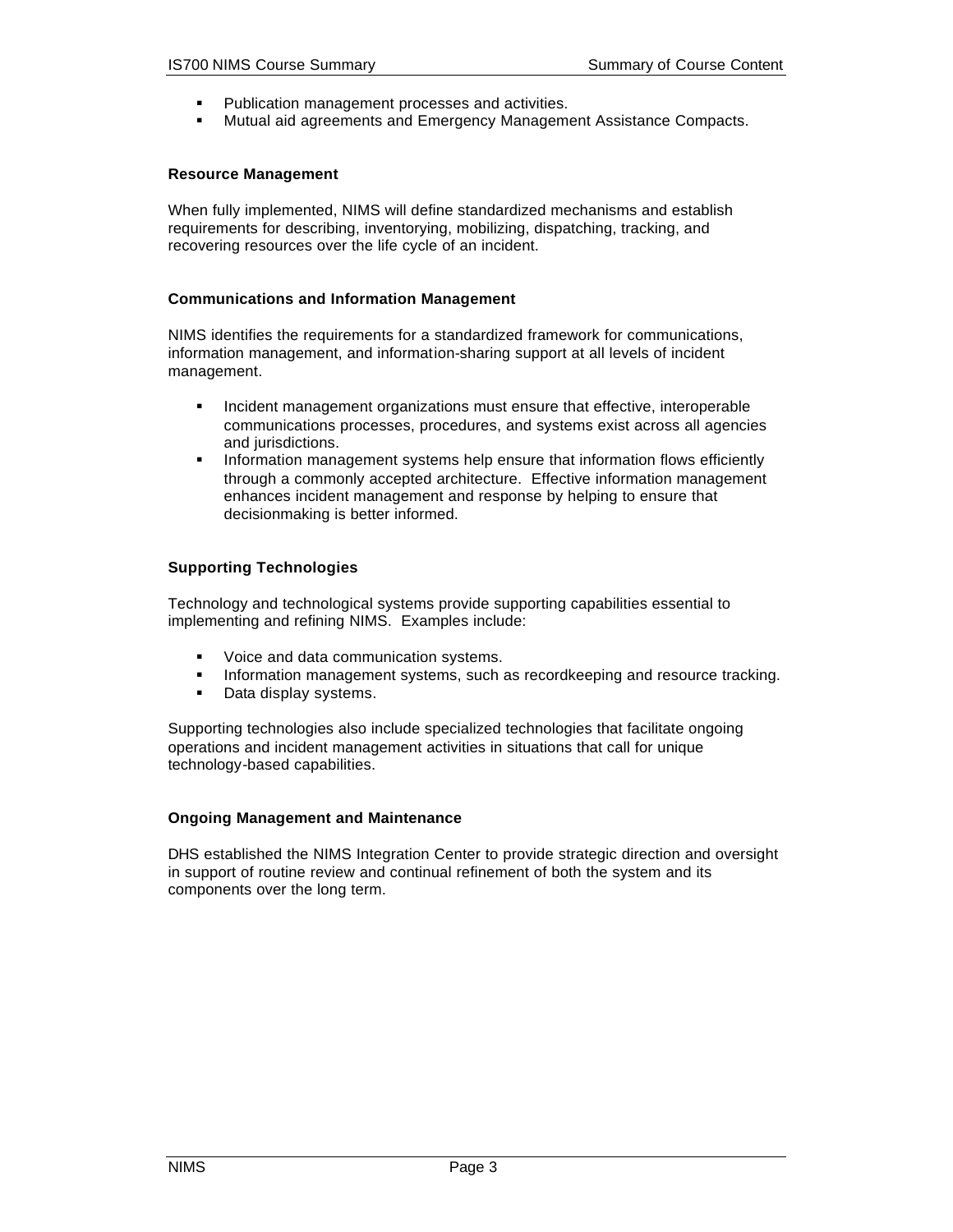- Publication management processes and activities.
- Mutual aid agreements and Emergency Management Assistance Compacts.

**Resource Management**

When fully implemented, NIMS will define standardized mechanisms and establish requirements for describing, inventorying, mobilizing, dispatching, tracking, and recovering resources over the life cycle of an incident.

**Communications and Information Management**

NIMS identifies the requirements for a standardized framework for communications, information management, and information-sharing support at all levels of incident management.

- Incident management organizations must ensure that effective, interoperable communications processes, procedures, and systems exist across all agencies and jurisdictions.
- Information management systems help ensure that information flows efficiently through a commonly accepted architecture. Effective information management enhances incident management and response by helping to ensure that decisionmaking is better informed.

**Supporting Technologies**

Technology and technological systems provide supporting capabilities essential to implementing and refining NIMS. Examples include:

- Voice and data communication systems.
- Information management systems, such as recordkeeping and resource tracking.
- Data display systems.

Supporting technologies also include specialized technologies that facilitate ongoing operations and incident management activities in situations that call for unique technology-based capabilities.

**Ongoing Management and Maintenance**

DHS established the NIMS Integration Center to provide strategic direction and oversight in support of routine review and continual refinement of both the system and its components over the long term.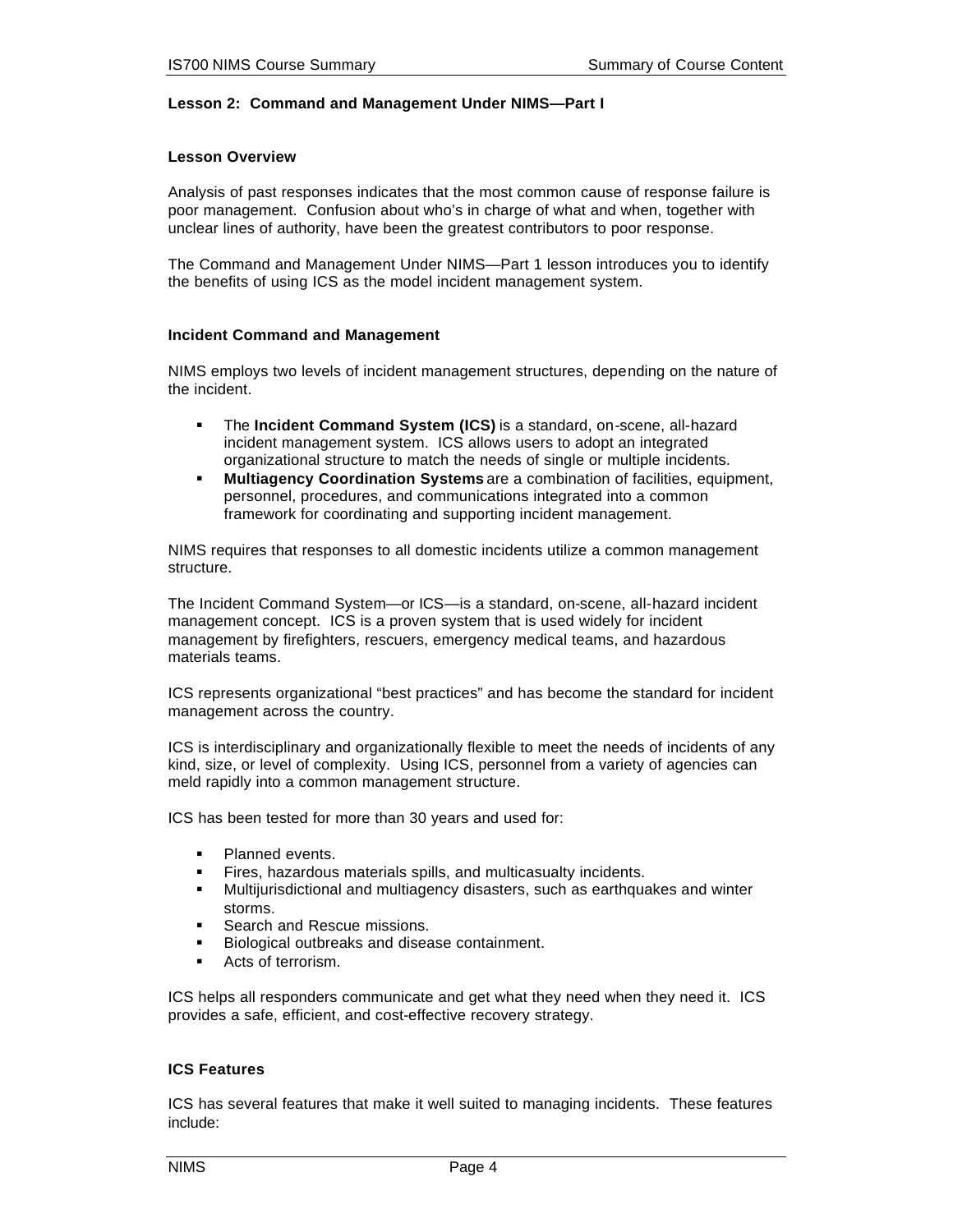**Lesson 2: Command and Management Under NIMS—Part I**

**Lesson Overview**

Analysis of past responses indicates that the most common cause of response failure is poor management. Confusion about who's in charge of what and when, together with unclear lines of authority, have been the greatest contributors to poor response.

The Command and Management Under NIMS—Part 1 lesson introduces you to identify the benefits of using ICS as the model incident management system.

**Incident Command and Management**

NIMS employs two levels of incident management structures, depending on the nature of the incident.

- The **Incident Command System (ICS)** is a standard, on-scene, all-hazard incident management system. ICS allows users to adopt an integrated organizational structure to match the needs of single or multiple incidents.
- **Multiagency Coordination Systems** are a combination of facilities, equipment, personnel, procedures, and communications integrated into a common framework for coordinating and supporting incident management.

NIMS requires that responses to all domestic incidents utilize a common management structure.

The Incident Command System—or ICS—is a standard, on-scene, all-hazard incident management concept. ICS is a proven system that is used widely for incident management by firefighters, rescuers, emergency medical teams, and hazardous materials teams.

ICS represents organizational "best practices" and has become the standard for incident management across the country.

ICS is interdisciplinary and organizationally flexible to meet the needs of incidents of any kind, size, or level of complexity. Using ICS, personnel from a variety of agencies can meld rapidly into a common management structure.

ICS has been tested for more than 30 years and used for:

- Planned events.
- Fires, hazardous materials spills, and multicasualty incidents.
- Multijurisdictional and multiagency disasters, such as earthquakes and winter storms.
- Search and Rescue missions.
- Biological outbreaks and disease containment.
- Acts of terrorism.

ICS helps all responders communicate and get what they need when they need it. ICS provides a safe, efficient, and cost-effective recovery strategy.

**ICS Features**

ICS has several features that make it well suited to managing incidents. These features include: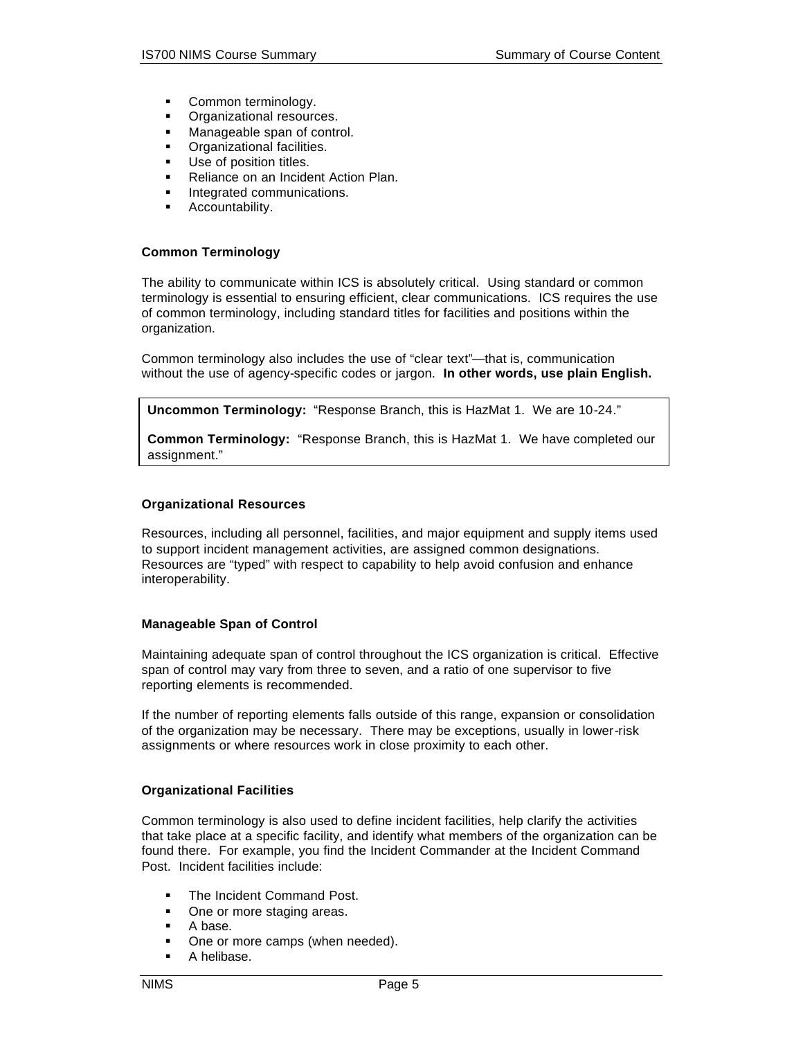- Common terminology.
- Organizational resources.
- Manageable span of control.
- Organizational facilities.
- Use of position titles.
- Reliance on an Incident Action Plan.
- Integrated communications.
- Accountability.

**Common Terminology**

The ability to communicate within ICS is absolutely critical. Using standard or common terminology is essential to ensuring efficient, clear communications. ICS requires the use of common terminology, including standard titles for facilities and positions within the organization.

Common terminology also includes the use of "clear text"—that is, communication without the use of agency-specific codes or jargon. **In other words, use plain English.**

> **Uncommon Terminology:** "Response Branch, this is HazMat 1. We are 10-24."
>
> **Common Terminology:** "Response Branch, this is HazMat 1. We have completed our assignment."

**Organizational Resources**

Resources, including all personnel, facilities, and major equipment and supply items used to support incident management activities, are assigned common designations. Resources are "typed" with respect to capability to help avoid confusion and enhance interoperability.

**Manageable Span of Control**

Maintaining adequate span of control throughout the ICS organization is critical. Effective span of control may vary from three to seven, and a ratio of one supervisor to five reporting elements is recommended.

If the number of reporting elements falls outside of this range, expansion or consolidation of the organization may be necessary. There may be exceptions, usually in lower-risk assignments or where resources work in close proximity to each other.

**Organizational Facilities**

Common terminology is also used to define incident facilities, help clarify the activities that take place at a specific facility, and identify what members of the organization can be found there. For example, you find the Incident Commander at the Incident Command Post. Incident facilities include:

- The Incident Command Post.
- One or more staging areas.
- A base.
- One or more camps (when needed).
- A helibase.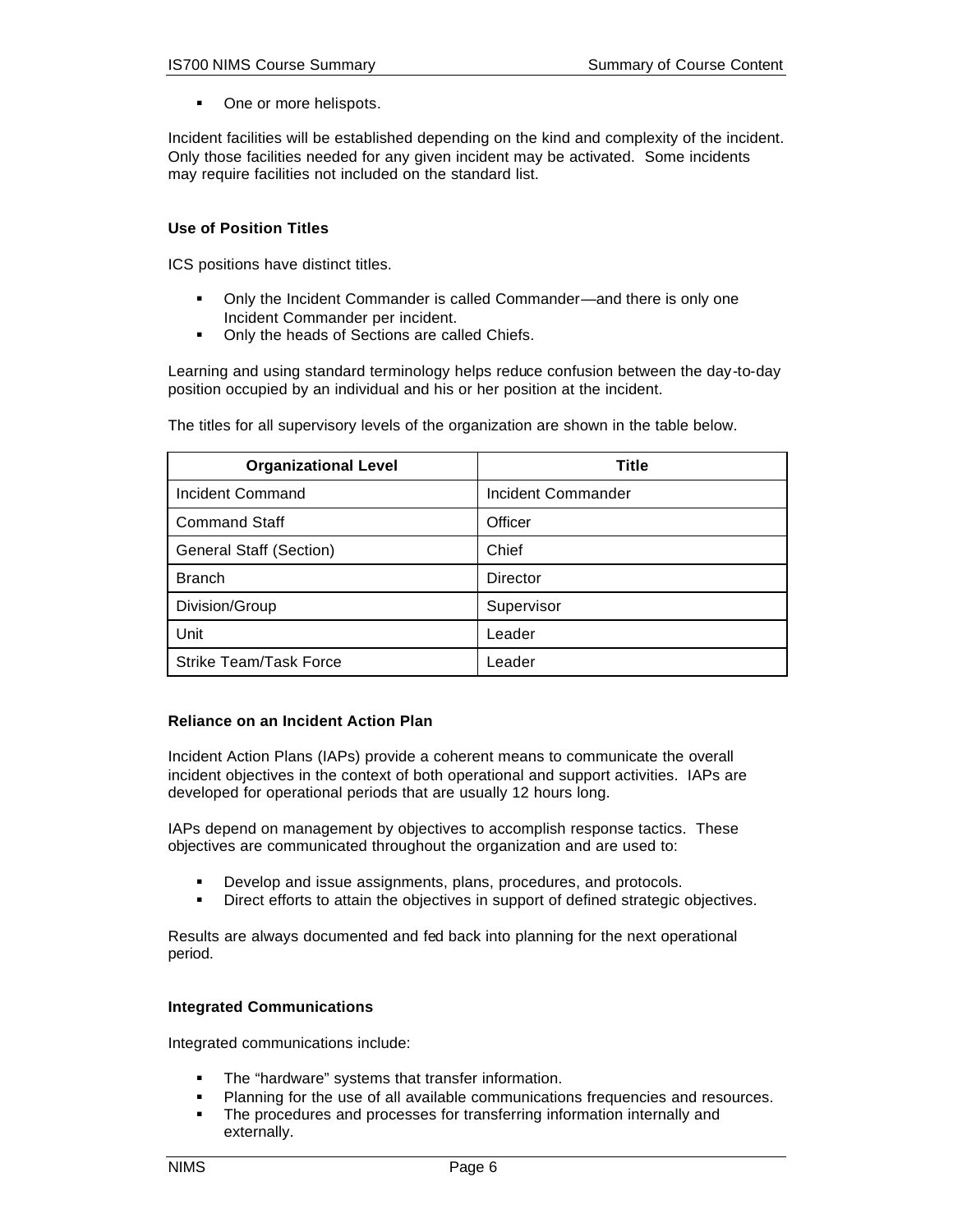- One or more helispots.

Incident facilities will be established depending on the kind and complexity of the incident. Only those facilities needed for any given incident may be activated. Some incidents may require facilities not included on the standard list.

**Use of Position Titles**

ICS positions have distinct titles.

- Only the Incident Commander is called Commander—and there is only one Incident Commander per incident.
- Only the heads of Sections are called Chiefs.

Learning and using standard terminology helps reduce confusion between the day-to-day position occupied by an individual and his or her position at the incident.

The titles for all supervisory levels of the organization are shown in the table below.

| Organizational Level | Title |
| --- | --- |
| Incident Command | Incident Commander |
| Command Staff | Officer |
| General Staff (Section) | Chief |
| Branch | Director |
| Division/Group | Supervisor |
| Unit | Leader |
| Strike Team/Task Force | Leader |

**Reliance on an Incident Action Plan**

Incident Action Plans (IAPs) provide a coherent means to communicate the overall incident objectives in the context of both operational and support activities. IAPs are developed for operational periods that are usually 12 hours long.

IAPs depend on management by objectives to accomplish response tactics. These objectives are communicated throughout the organization and are used to:

- Develop and issue assignments, plans, procedures, and protocols.
- Direct efforts to attain the objectives in support of defined strategic objectives.

Results are always documented and fed back into planning for the next operational period.

**Integrated Communications**

Integrated communications include:

- The "hardware" systems that transfer information.
- Planning for the use of all available communications frequencies and resources.
- The procedures and processes for transferring information internally and externally.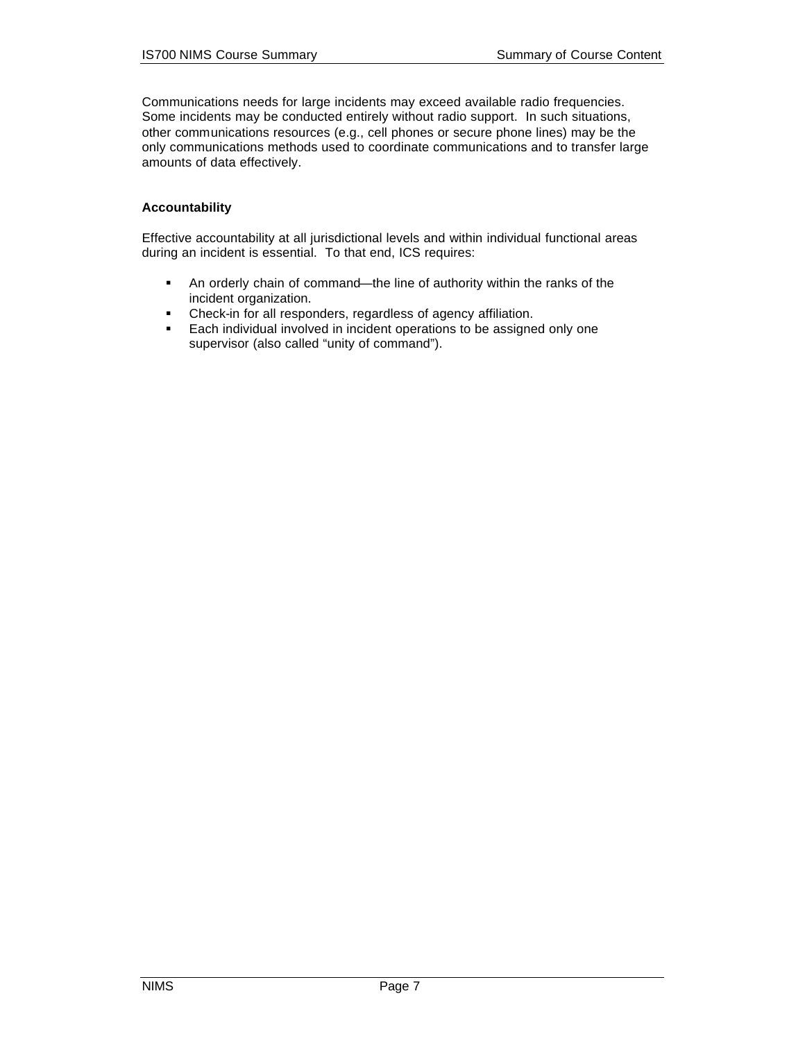Communications needs for large incidents may exceed available radio frequencies. Some incidents may be conducted entirely without radio support. In such situations, other communications resources (e.g., cell phones or secure phone lines) may be the only communications methods used to coordinate communications and to transfer large amounts of data effectively.

**Accountability**

Effective accountability at all jurisdictional levels and within individual functional areas during an incident is essential. To that end, ICS requires:

- An orderly chain of command—the line of authority within the ranks of the incident organization.
- Check-in for all responders, regardless of agency affiliation.
- Each individual involved in incident operations to be assigned only one supervisor (also called "unity of command").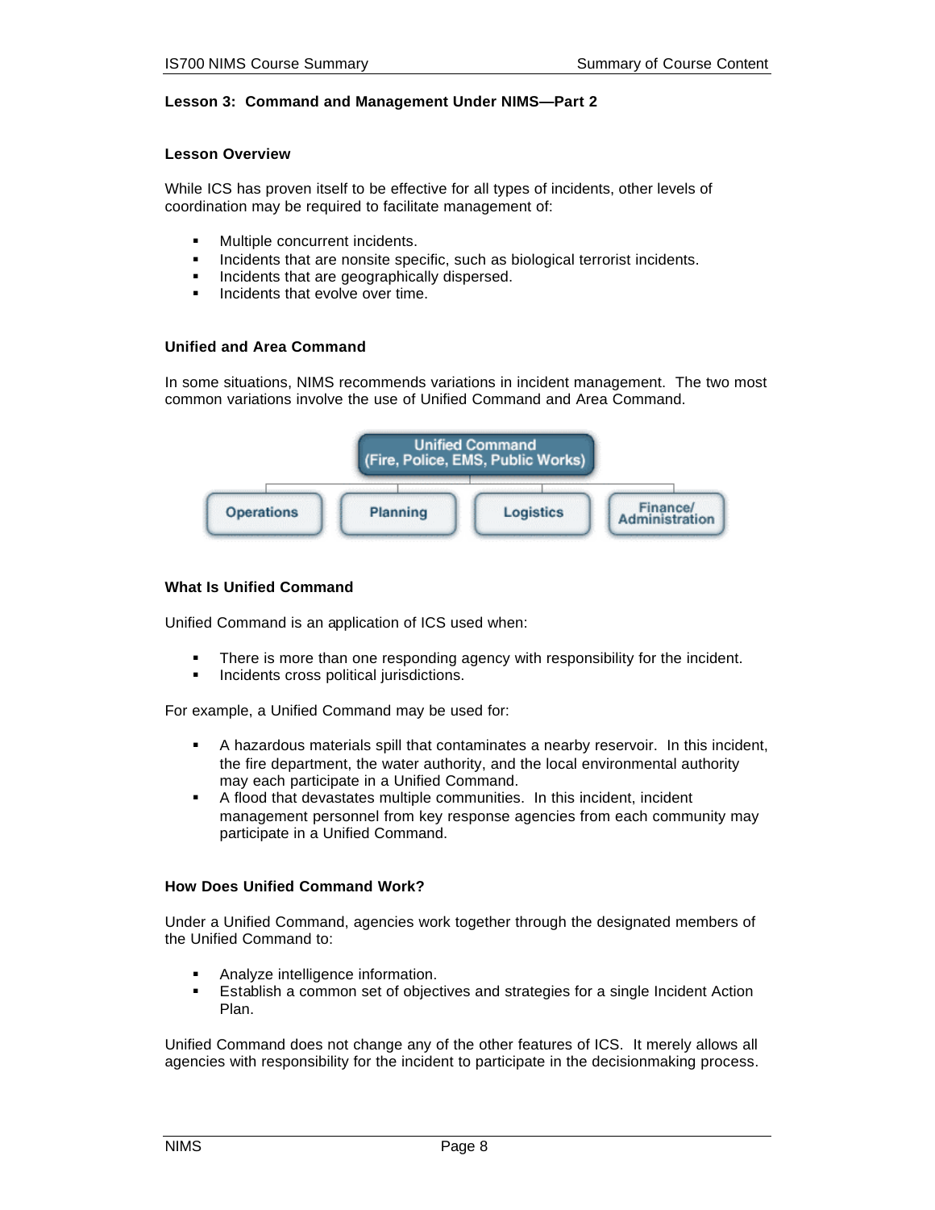## Lesson 3: Command and Management Under NIMS—Part 2

### Lesson Overview

While ICS has proven itself to be effective for all types of incidents, other levels of coordination may be required to facilitate management of:

- Multiple concurrent incidents.
- Incidents that are nonsite specific, such as biological terrorist incidents.
- Incidents that are geographically dispersed.
- Incidents that evolve over time.

### Unified and Area Command

In some situations, NIMS recommends variations in incident management. The two most common variations involve the use of Unified Command and Area Command.

Unified Command
(Fire, Police, EMS, Public Works)

Operations

Planning

Logistics

Finance/
Administration

### What Is Unified Command

Unified Command is an application of ICS used when:

- There is more than one responding agency with responsibility for the incident.
- Incidents cross political jurisdictions.

For example, a Unified Command may be used for:

- A hazardous materials spill that contaminates a nearby reservoir. In this incident, the fire department, the water authority, and the local environmental authority may each participate in a Unified Command.
- A flood that devastates multiple communities. In this incident, incident management personnel from key response agencies from each community may participate in a Unified Command.

### How Does Unified Command Work?

Under a Unified Command, agencies work together through the designated members of the Unified Command to:

- Analyze intelligence information.
- Establish a common set of objectives and strategies for a single Incident Action Plan.

Unified Command does not change any of the other features of ICS. It merely allows all agencies with responsibility for the incident to participate in the decisionmaking process.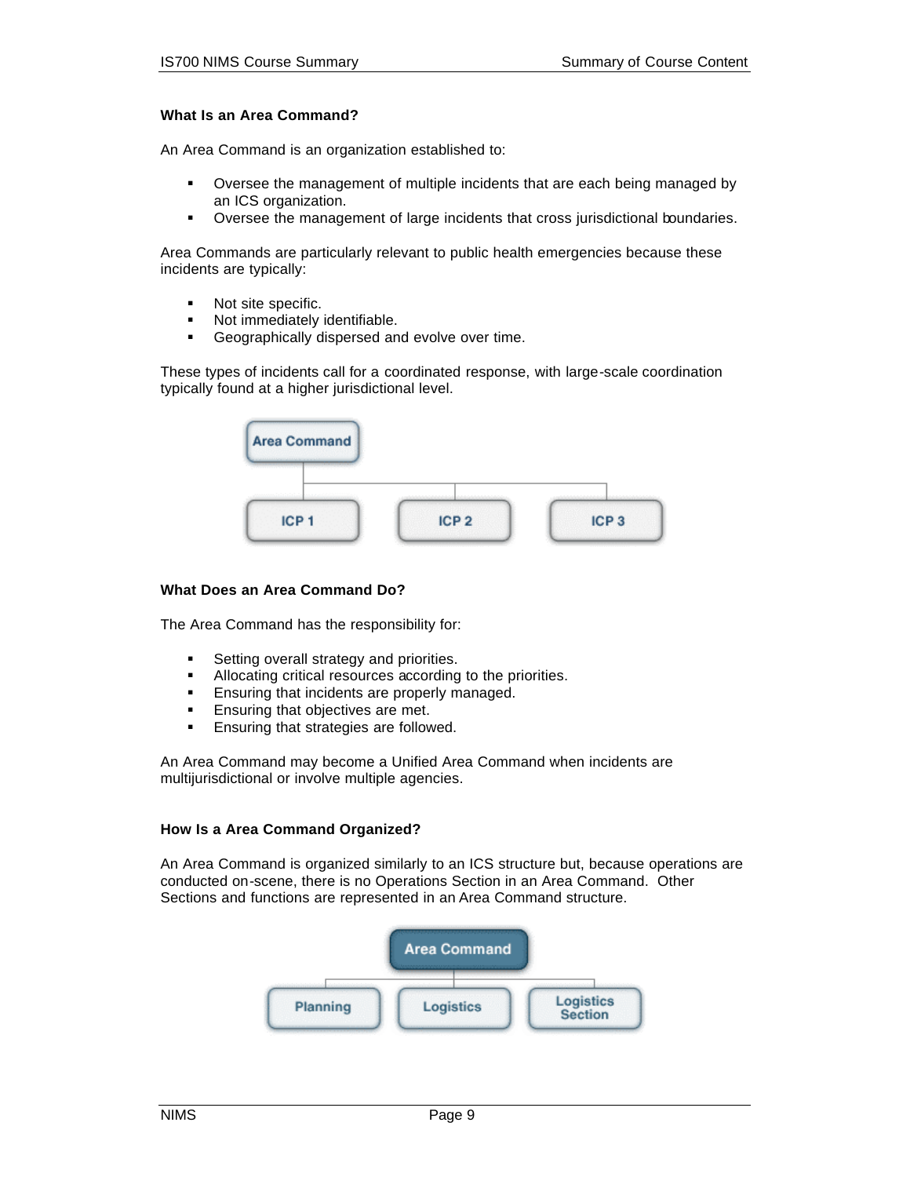**What Is an Area Command?**

An Area Command is an organization established to:

- Oversee the management of multiple incidents that are each being managed by an ICS organization.
- Oversee the management of large incidents that cross jurisdictional boundaries.

Area Commands are particularly relevant to public health emergencies because these incidents are typically:

- Not site specific.
- Not immediately identifiable.
- Geographically dispersed and evolve over time.

These types of incidents call for a coordinated response, with large-scale coordination typically found at a higher jurisdictional level.

Area Command

ICP 1

ICP 2

ICP 3

**What Does an Area Command Do?**

The Area Command has the responsibility for:

- Setting overall strategy and priorities.
- Allocating critical resources according to the priorities.
- Ensuring that incidents are properly managed.
- Ensuring that objectives are met.
- Ensuring that strategies are followed.

An Area Command may become a Unified Area Command when incidents are multijurisdictional or involve multiple agencies.

**How Is a Area Command Organized?**

An Area Command is organized similarly to an ICS structure but, because operations are conducted on-scene, there is no Operations Section in an Area Command. Other Sections and functions are represented in an Area Command structure.

Area Command

Planning

Logistics

Logistics Section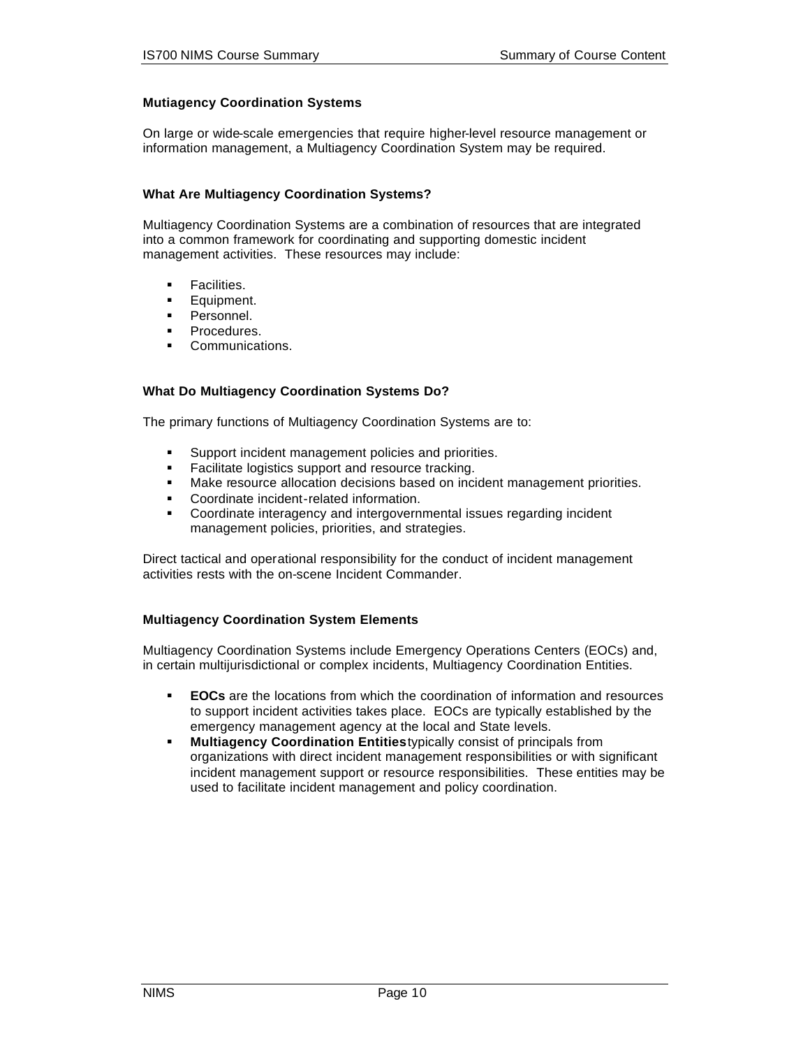### Mutiagency Coordination Systems

On large or wide-scale emergencies that require higher-level resource management or information management, a Multiagency Coordination System may be required.

### What Are Multiagency Coordination Systems?

Multiagency Coordination Systems are a combination of resources that are integrated into a common framework for coordinating and supporting domestic incident management activities. These resources may include:

- Facilities.
- Equipment.
- Personnel.
- Procedures.
- Communications.

### What Do Multiagency Coordination Systems Do?

The primary functions of Multiagency Coordination Systems are to:

- Support incident management policies and priorities.
- Facilitate logistics support and resource tracking.
- Make resource allocation decisions based on incident management priorities.
- Coordinate incident-related information.
- Coordinate interagency and intergovernmental issues regarding incident management policies, priorities, and strategies.

Direct tactical and operational responsibility for the conduct of incident management activities rests with the on-scene Incident Commander.

### Multiagency Coordination System Elements

Multiagency Coordination Systems include Emergency Operations Centers (EOCs) and, in certain multijurisdictional or complex incidents, Multiagency Coordination Entities.

- **EOCs** are the locations from which the coordination of information and resources to support incident activities takes place. EOCs are typically established by the emergency management agency at the local and State levels.
- **Multiagency Coordination Entities** typically consist of principals from organizations with direct incident management responsibilities or with significant incident management support or resource responsibilities. These entities may be used to facilitate incident management and policy coordination.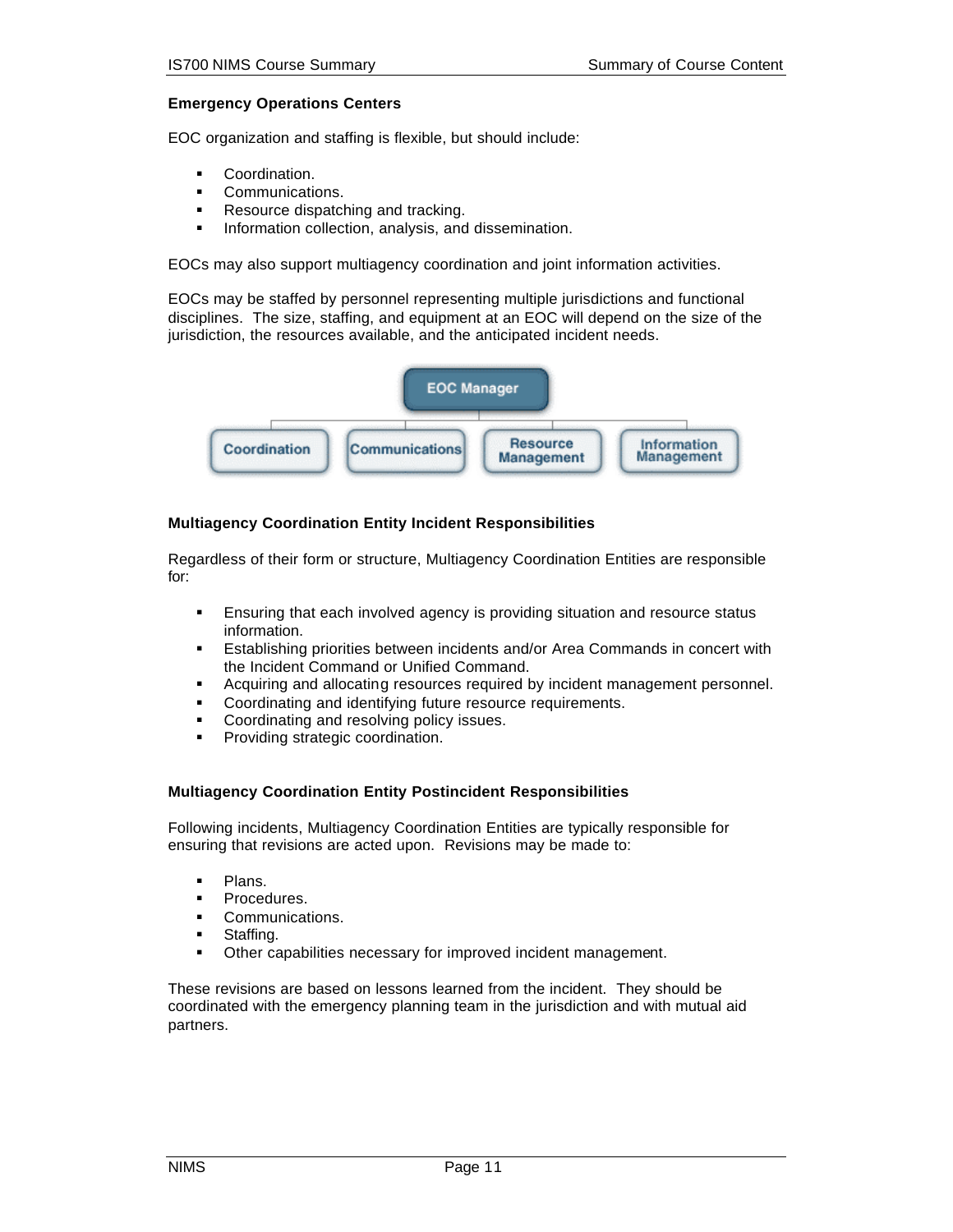### Emergency Operations Centers

EOC organization and staffing is flexible, but should include:

- Coordination.
- Communications.
- Resource dispatching and tracking.
- Information collection, analysis, and dissemination.

EOCs may also support multiagency coordination and joint information activities.

EOCs may be staffed by personnel representing multiple jurisdictions and functional disciplines. The size, staffing, and equipment at an EOC will depend on the size of the jurisdiction, the resources available, and the anticipated incident needs.

EOC Manager

Coordination

Communications

Resource Management

Information Management

### Multiagency Coordination Entity Incident Responsibilities

Regardless of their form or structure, Multiagency Coordination Entities are responsible for:

- Ensuring that each involved agency is providing situation and resource status information.
- Establishing priorities between incidents and/or Area Commands in concert with the Incident Command or Unified Command.
- Acquiring and allocating resources required by incident management personnel.
- Coordinating and identifying future resource requirements.
- Coordinating and resolving policy issues.
- Providing strategic coordination.

### Multiagency Coordination Entity Postincident Responsibilities

Following incidents, Multiagency Coordination Entities are typically responsible for ensuring that revisions are acted upon. Revisions may be made to:

- Plans.
- Procedures.
- Communications.
- Staffing.
- Other capabilities necessary for improved incident management.

These revisions are based on lessons learned from the incident. They should be coordinated with the emergency planning team in the jurisdiction and with mutual aid partners.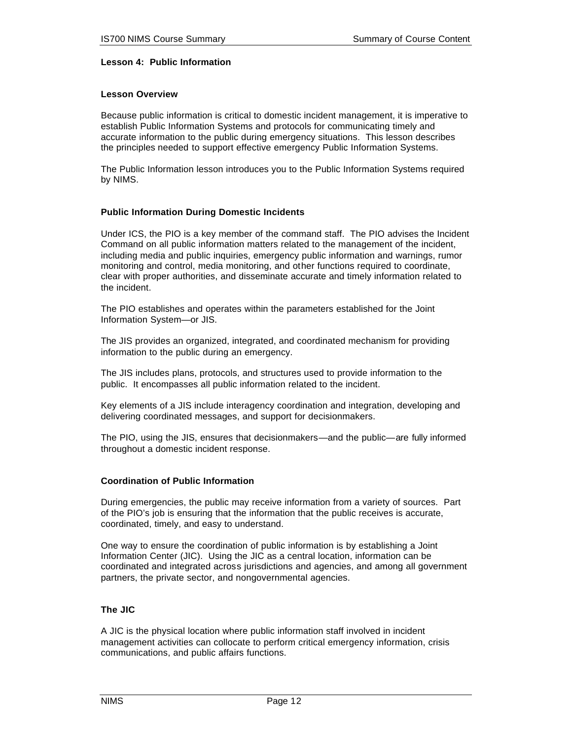### Lesson 4: Public Information

#### Lesson Overview

Because public information is critical to domestic incident management, it is imperative to establish Public Information Systems and protocols for communicating timely and accurate information to the public during emergency situations. This lesson describes the principles needed to support effective emergency Public Information Systems.

The Public Information lesson introduces you to the Public Information Systems required by NIMS.

#### Public Information During Domestic Incidents

Under ICS, the PIO is a key member of the command staff. The PIO advises the Incident Command on all public information matters related to the management of the incident, including media and public inquiries, emergency public information and warnings, rumor monitoring and control, media monitoring, and other functions required to coordinate, clear with proper authorities, and disseminate accurate and timely information related to the incident.

The PIO establishes and operates within the parameters established for the Joint Information System—or JIS.

The JIS provides an organized, integrated, and coordinated mechanism for providing information to the public during an emergency.

The JIS includes plans, protocols, and structures used to provide information to the public. It encompasses all public information related to the incident.

Key elements of a JIS include interagency coordination and integration, developing and delivering coordinated messages, and support for decisionmakers.

The PIO, using the JIS, ensures that decisionmakers—and the public—are fully informed throughout a domestic incident response.

#### Coordination of Public Information

During emergencies, the public may receive information from a variety of sources. Part of the PIO's job is ensuring that the information that the public receives is accurate, coordinated, timely, and easy to understand.

One way to ensure the coordination of public information is by establishing a Joint Information Center (JIC). Using the JIC as a central location, information can be coordinated and integrated across jurisdictions and agencies, and among all government partners, the private sector, and nongovernmental agencies.

#### The JIC

A JIC is the physical location where public information staff involved in incident management activities can collocate to perform critical emergency information, crisis communications, and public affairs functions.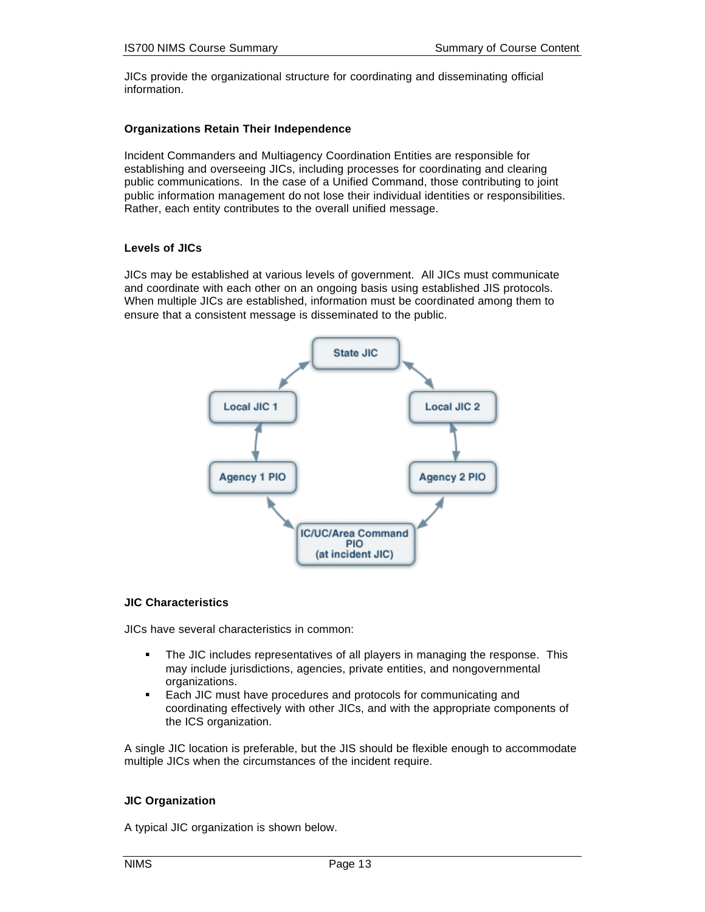JICs provide the organizational structure for coordinating and disseminating official information.

### Organizations Retain Their Independence

Incident Commanders and Multiagency Coordination Entities are responsible for establishing and overseeing JICs, including processes for coordinating and clearing public communications. In the case of a Unified Command, those contributing to joint public information management do not lose their individual identities or responsibilities. Rather, each entity contributes to the overall unified message.

### Levels of JICs

JICs may be established at various levels of government. All JICs must communicate and coordinate with each other on an ongoing basis using established JIS protocols. When multiple JICs are established, information must be coordinated among them to ensure that a consistent message is disseminated to the public.

State JIC

Local JIC 1

Local JIC 2

Agency 1 PIO

Agency 2 PIO

IC/UC/Area Command PIO (at incident JIC)

### JIC Characteristics

JICs have several characteristics in common:

- The JIC includes representatives of all players in managing the response. This may include jurisdictions, agencies, private entities, and nongovernmental organizations.
- Each JIC must have procedures and protocols for communicating and coordinating effectively with other JICs, and with the appropriate components of the ICS organization.

A single JIC location is preferable, but the JIS should be flexible enough to accommodate multiple JICs when the circumstances of the incident require.

### JIC Organization

A typical JIC organization is shown below.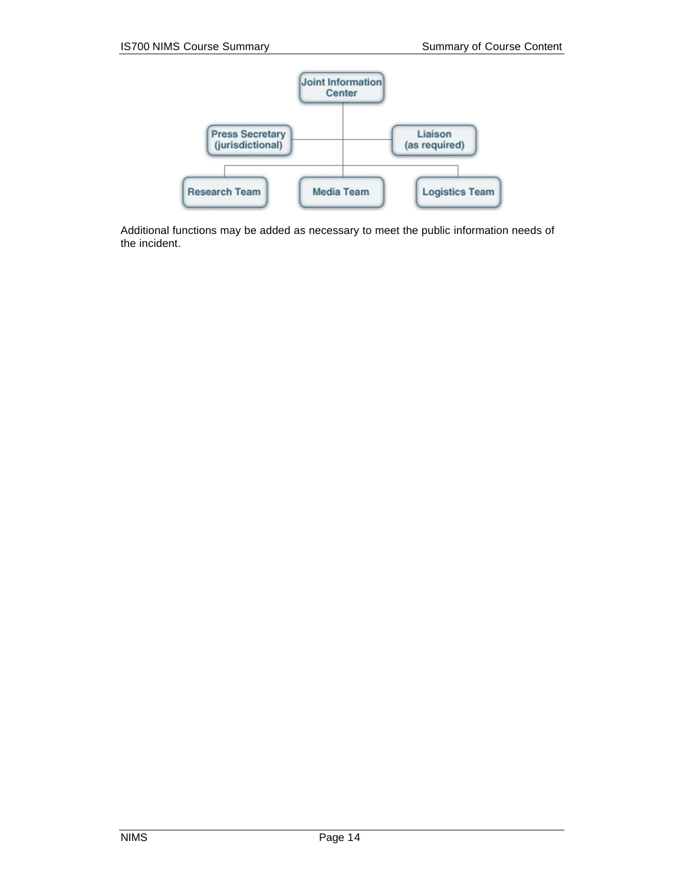Joint Information Center

Press Secretary (jurisdictional)

Liaison (as required)

Research Team

Media Team

Logistics Team

Additional functions may be added as necessary to meet the public information needs of the incident.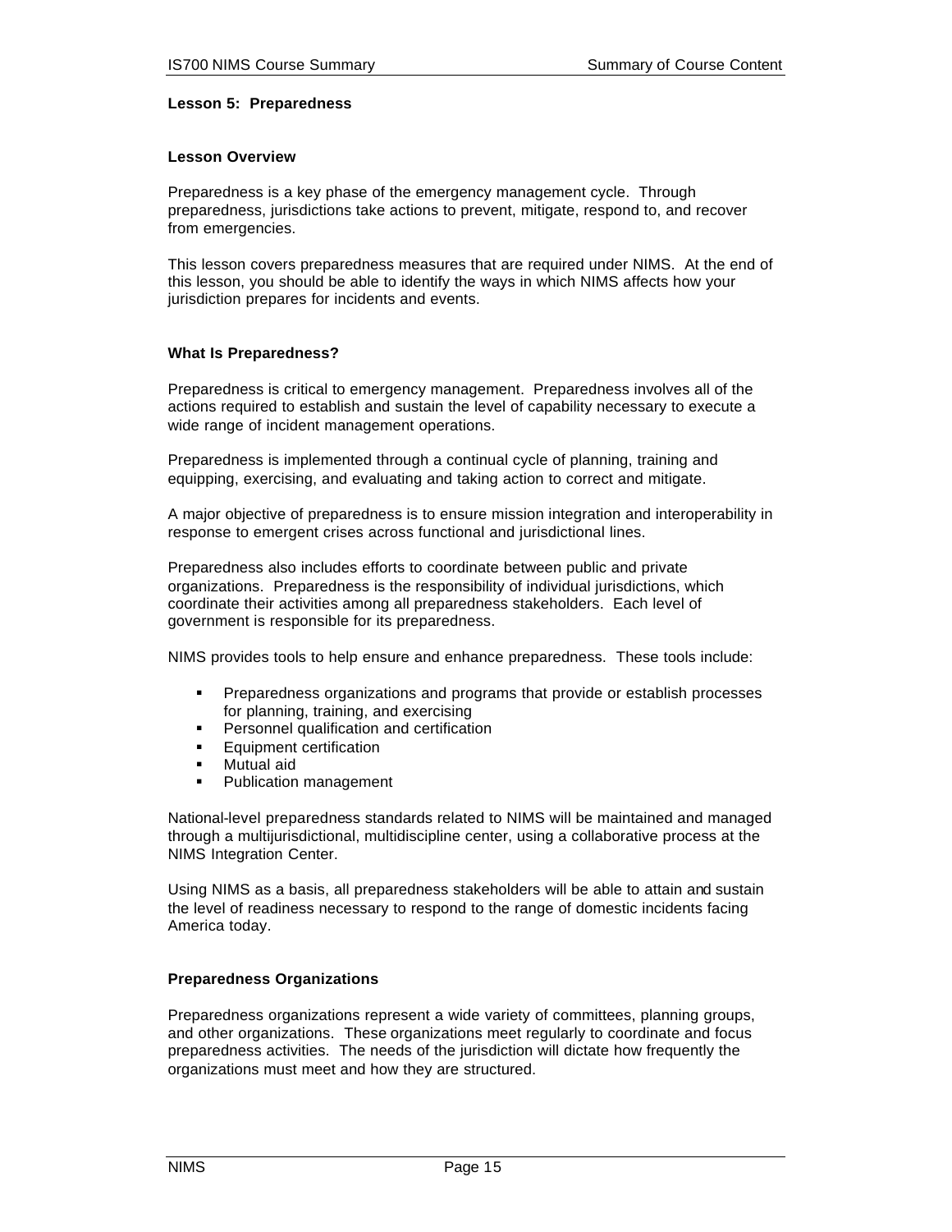## Lesson 5: Preparedness

### Lesson Overview

Preparedness is a key phase of the emergency management cycle. Through preparedness, jurisdictions take actions to prevent, mitigate, respond to, and recover from emergencies.

This lesson covers preparedness measures that are required under NIMS. At the end of this lesson, you should be able to identify the ways in which NIMS affects how your jurisdiction prepares for incidents and events.

### What Is Preparedness?

Preparedness is critical to emergency management. Preparedness involves all of the actions required to establish and sustain the level of capability necessary to execute a wide range of incident management operations.

Preparedness is implemented through a continual cycle of planning, training and equipping, exercising, and evaluating and taking action to correct and mitigate.

A major objective of preparedness is to ensure mission integration and interoperability in response to emergent crises across functional and jurisdictional lines.

Preparedness also includes efforts to coordinate between public and private organizations. Preparedness is the responsibility of individual jurisdictions, which coordinate their activities among all preparedness stakeholders. Each level of government is responsible for its preparedness.

NIMS provides tools to help ensure and enhance preparedness. These tools include:

- Preparedness organizations and programs that provide or establish processes for planning, training, and exercising
- Personnel qualification and certification
- Equipment certification
- Mutual aid
- Publication management

National-level preparedness standards related to NIMS will be maintained and managed through a multijurisdictional, multidiscipline center, using a collaborative process at the NIMS Integration Center.

Using NIMS as a basis, all preparedness stakeholders will be able to attain and sustain the level of readiness necessary to respond to the range of domestic incidents facing America today.

### Preparedness Organizations

Preparedness organizations represent a wide variety of committees, planning groups, and other organizations. These organizations meet regularly to coordinate and focus preparedness activities. The needs of the jurisdiction will dictate how frequently the organizations must meet and how they are structured.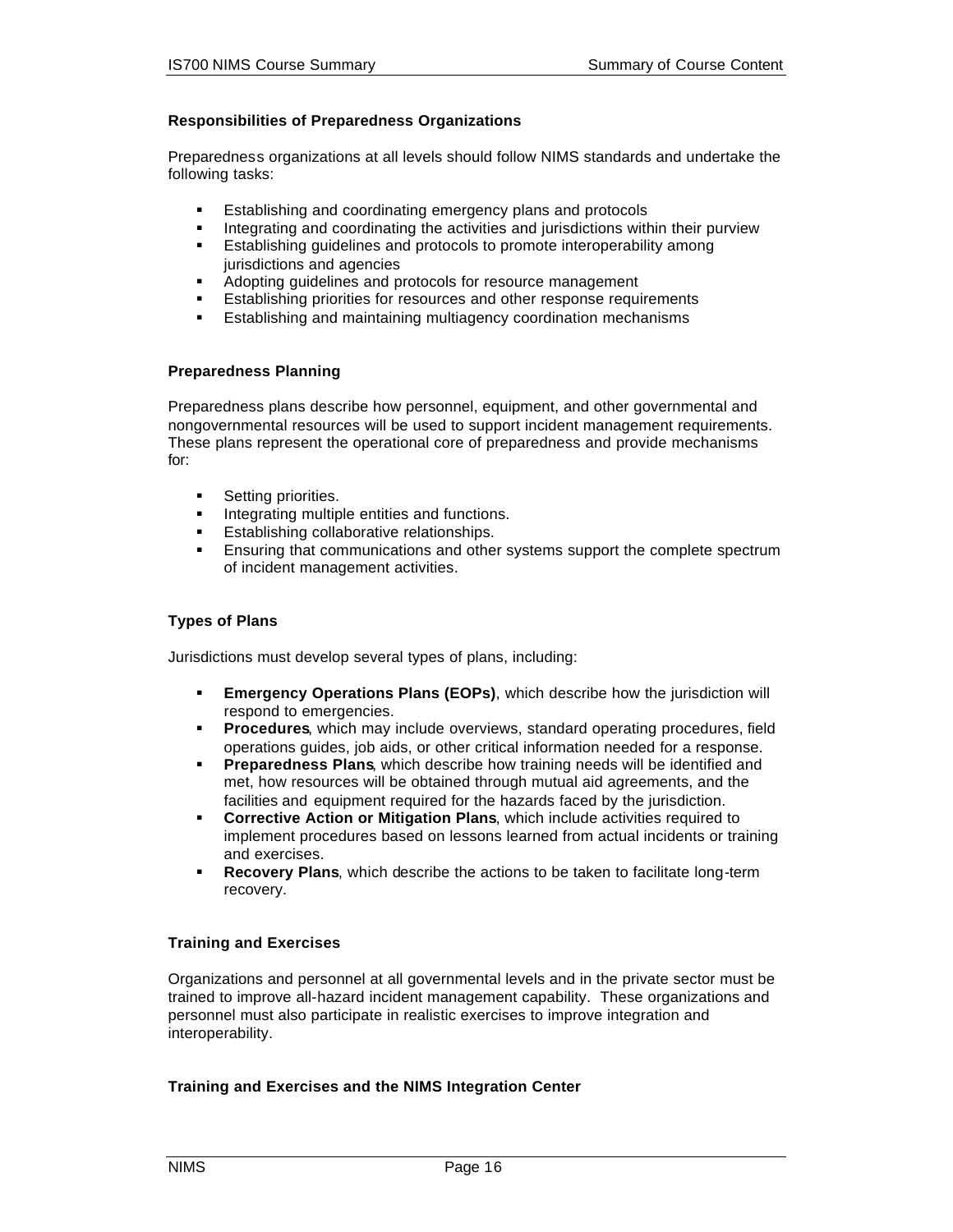### Responsibilities of Preparedness Organizations

Preparedness organizations at all levels should follow NIMS standards and undertake the following tasks:

- Establishing and coordinating emergency plans and protocols
- Integrating and coordinating the activities and jurisdictions within their purview
- Establishing guidelines and protocols to promote interoperability among jurisdictions and agencies
- Adopting guidelines and protocols for resource management
- Establishing priorities for resources and other response requirements
- Establishing and maintaining multiagency coordination mechanisms

### Preparedness Planning

Preparedness plans describe how personnel, equipment, and other governmental and nongovernmental resources will be used to support incident management requirements. These plans represent the operational core of preparedness and provide mechanisms for:

- Setting priorities.
- Integrating multiple entities and functions.
- Establishing collaborative relationships.
- Ensuring that communications and other systems support the complete spectrum of incident management activities.

### Types of Plans

Jurisdictions must develop several types of plans, including:

- **Emergency Operations Plans (EOPs)**, which describe how the jurisdiction will respond to emergencies.
- **Procedures**, which may include overviews, standard operating procedures, field operations guides, job aids, or other critical information needed for a response.
- **Preparedness Plans**, which describe how training needs will be identified and met, how resources will be obtained through mutual aid agreements, and the facilities and equipment required for the hazards faced by the jurisdiction.
- **Corrective Action or Mitigation Plans**, which include activities required to implement procedures based on lessons learned from actual incidents or training and exercises.
- **Recovery Plans**, which describe the actions to be taken to facilitate long-term recovery.

### Training and Exercises

Organizations and personnel at all governmental levels and in the private sector must be trained to improve all-hazard incident management capability. These organizations and personnel must also participate in realistic exercises to improve integration and interoperability.

### Training and Exercises and the NIMS Integration Center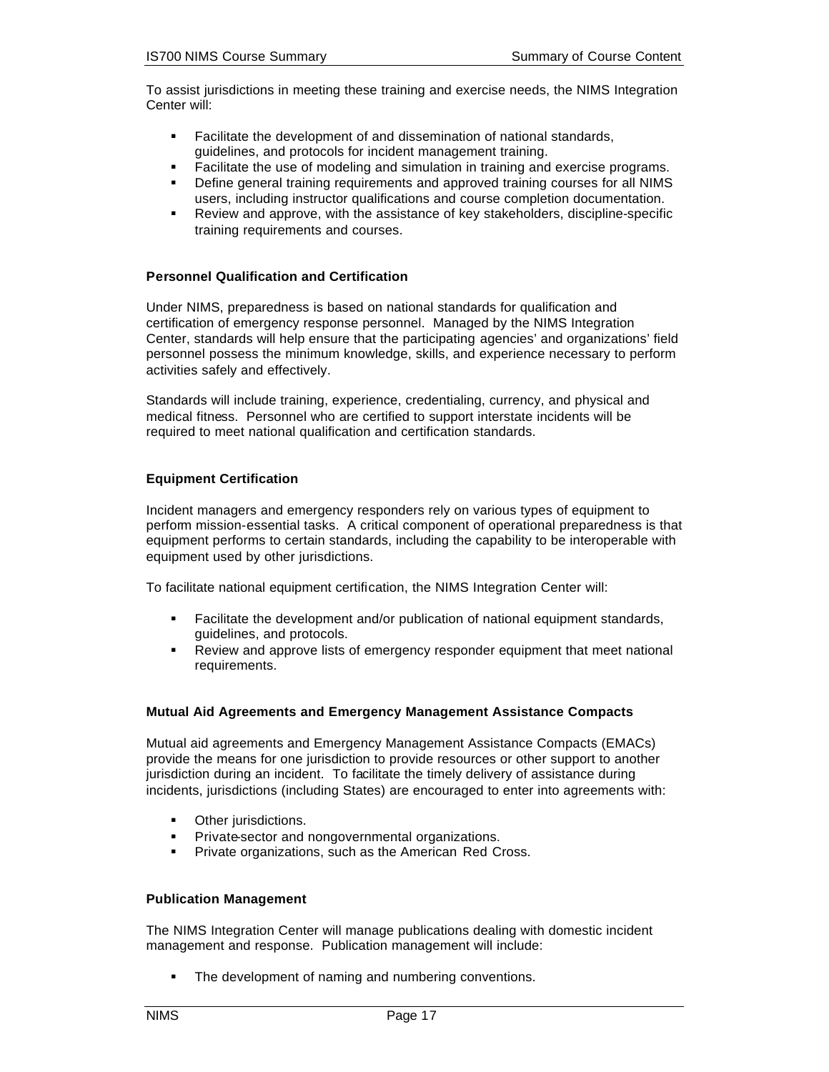To assist jurisdictions in meeting these training and exercise needs, the NIMS Integration Center will:

- Facilitate the development of and dissemination of national standards, guidelines, and protocols for incident management training.
- Facilitate the use of modeling and simulation in training and exercise programs.
- Define general training requirements and approved training courses for all NIMS users, including instructor qualifications and course completion documentation.
- Review and approve, with the assistance of key stakeholders, discipline-specific training requirements and courses.

**Personnel Qualification and Certification**

Under NIMS, preparedness is based on national standards for qualification and certification of emergency response personnel. Managed by the NIMS Integration Center, standards will help ensure that the participating agencies' and organizations' field personnel possess the minimum knowledge, skills, and experience necessary to perform activities safely and effectively.

Standards will include training, experience, credentialing, currency, and physical and medical fitness. Personnel who are certified to support interstate incidents will be required to meet national qualification and certification standards.

**Equipment Certification**

Incident managers and emergency responders rely on various types of equipment to perform mission-essential tasks. A critical component of operational preparedness is that equipment performs to certain standards, including the capability to be interoperable with equipment used by other jurisdictions.

To facilitate national equipment certification, the NIMS Integration Center will:

- Facilitate the development and/or publication of national equipment standards, guidelines, and protocols.
- Review and approve lists of emergency responder equipment that meet national requirements.

**Mutual Aid Agreements and Emergency Management Assistance Compacts**

Mutual aid agreements and Emergency Management Assistance Compacts (EMACs) provide the means for one jurisdiction to provide resources or other support to another jurisdiction during an incident. To facilitate the timely delivery of assistance during incidents, jurisdictions (including States) are encouraged to enter into agreements with:

- Other jurisdictions.
- Private-sector and nongovernmental organizations.
- Private organizations, such as the American Red Cross.

**Publication Management**

The NIMS Integration Center will manage publications dealing with domestic incident management and response. Publication management will include:

- The development of naming and numbering conventions.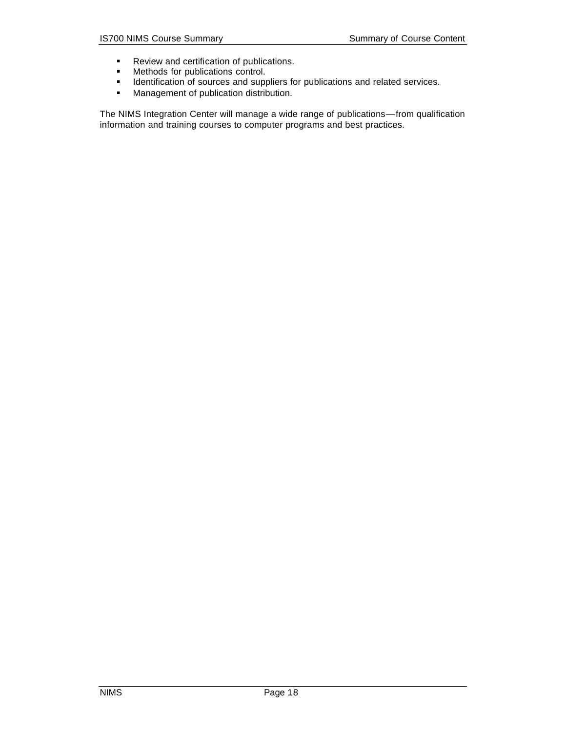- Review and certification of publications.
- Methods for publications control.
- Identification of sources and suppliers for publications and related services.
- Management of publication distribution.

The NIMS Integration Center will manage a wide range of publications—from qualification information and training courses to computer programs and best practices.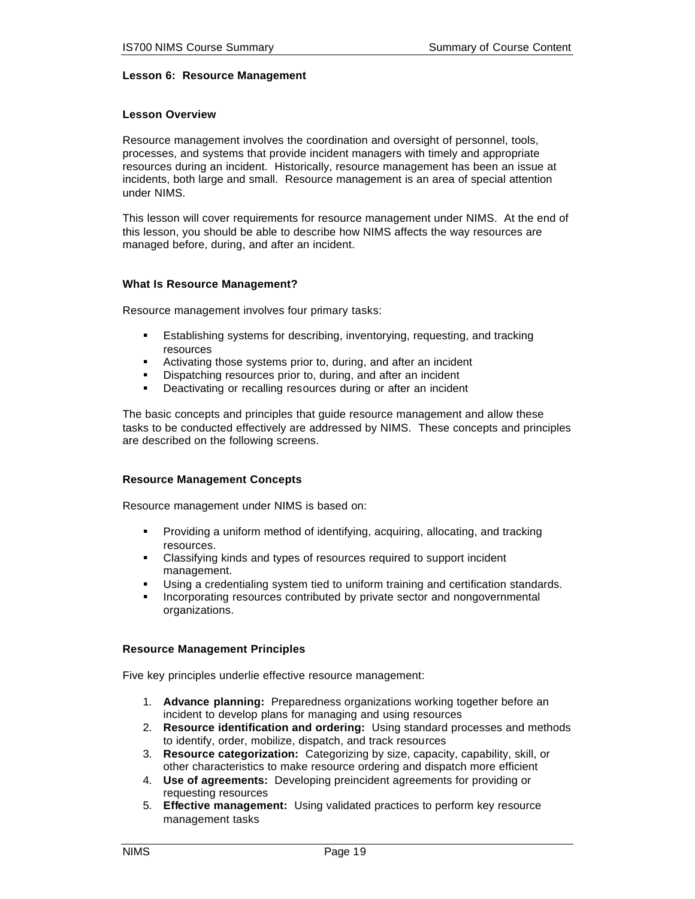## Lesson 6: Resource Management

### Lesson Overview

Resource management involves the coordination and oversight of personnel, tools, processes, and systems that provide incident managers with timely and appropriate resources during an incident. Historically, resource management has been an issue at incidents, both large and small. Resource management is an area of special attention under NIMS.

This lesson will cover requirements for resource management under NIMS. At the end of this lesson, you should be able to describe how NIMS affects the way resources are managed before, during, and after an incident.

### What Is Resource Management?

Resource management involves four primary tasks:

- Establishing systems for describing, inventorying, requesting, and tracking resources
- Activating those systems prior to, during, and after an incident
- Dispatching resources prior to, during, and after an incident
- Deactivating or recalling resources during or after an incident

The basic concepts and principles that guide resource management and allow these tasks to be conducted effectively are addressed by NIMS. These concepts and principles are described on the following screens.

### Resource Management Concepts

Resource management under NIMS is based on:

- Providing a uniform method of identifying, acquiring, allocating, and tracking resources.
- Classifying kinds and types of resources required to support incident management.
- Using a credentialing system tied to uniform training and certification standards.
- Incorporating resources contributed by private sector and nongovernmental organizations.

### Resource Management Principles

Five key principles underlie effective resource management:

1. **Advance planning:** Preparedness organizations working together before an incident to develop plans for managing and using resources
2. **Resource identification and ordering:** Using standard processes and methods to identify, order, mobilize, dispatch, and track resources
3. **Resource categorization:** Categorizing by size, capacity, capability, skill, or other characteristics to make resource ordering and dispatch more efficient
4. **Use of agreements:** Developing preincident agreements for providing or requesting resources
5. **Effective management:** Using validated practices to perform key resource management tasks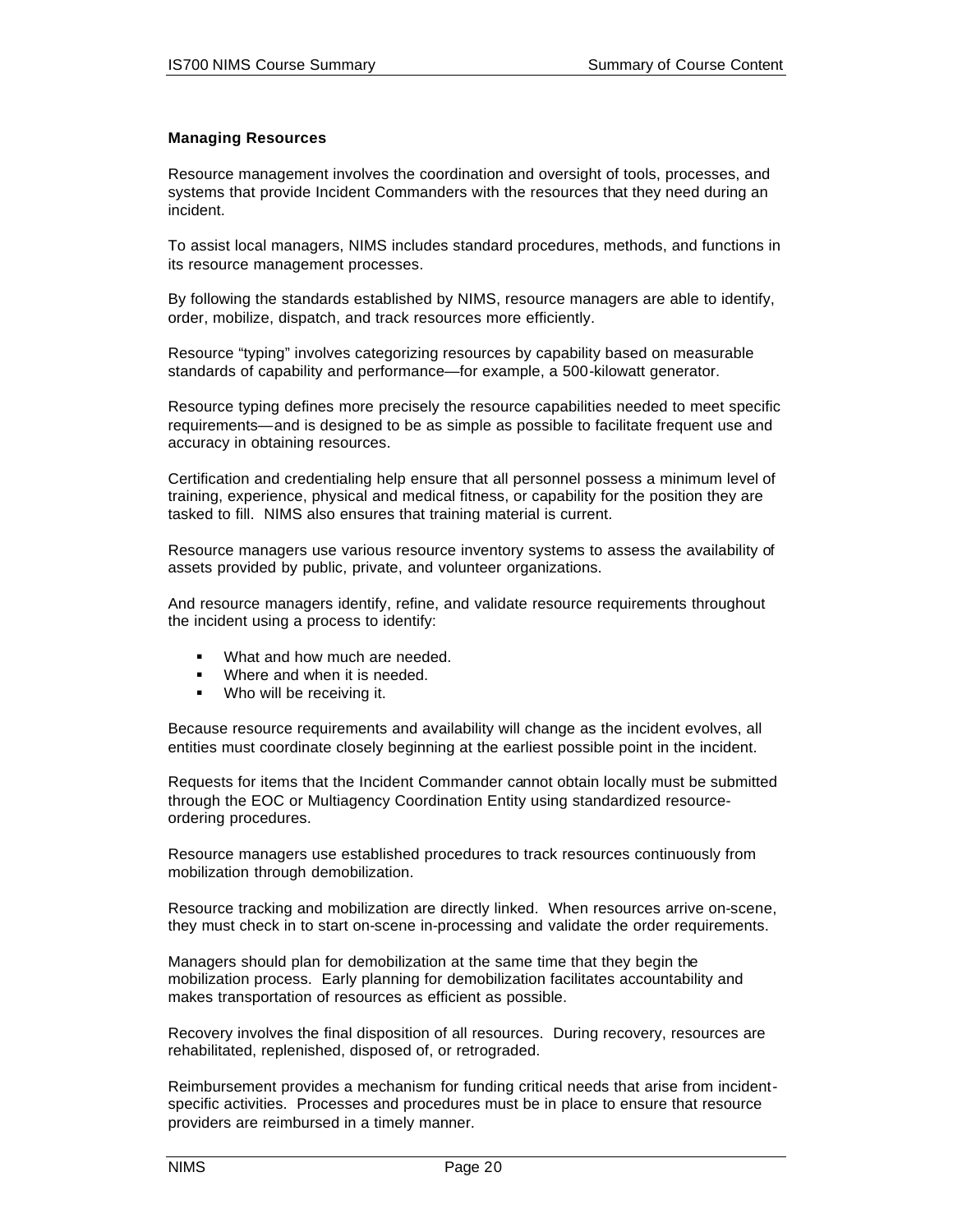**Managing Resources**

Resource management involves the coordination and oversight of tools, processes, and systems that provide Incident Commanders with the resources that they need during an incident.

To assist local managers, NIMS includes standard procedures, methods, and functions in its resource management processes.

By following the standards established by NIMS, resource managers are able to identify, order, mobilize, dispatch, and track resources more efficiently.

Resource "typing" involves categorizing resources by capability based on measurable standards of capability and performance—for example, a 500-kilowatt generator.

Resource typing defines more precisely the resource capabilities needed to meet specific requirements—and is designed to be as simple as possible to facilitate frequent use and accuracy in obtaining resources.

Certification and credentialing help ensure that all personnel possess a minimum level of training, experience, physical and medical fitness, or capability for the position they are tasked to fill. NIMS also ensures that training material is current.

Resource managers use various resource inventory systems to assess the availability of assets provided by public, private, and volunteer organizations.

And resource managers identify, refine, and validate resource requirements throughout the incident using a process to identify:

- What and how much are needed.
- Where and when it is needed.
- Who will be receiving it.

Because resource requirements and availability will change as the incident evolves, all entities must coordinate closely beginning at the earliest possible point in the incident.

Requests for items that the Incident Commander cannot obtain locally must be submitted through the EOC or Multiagency Coordination Entity using standardized resource-ordering procedures.

Resource managers use established procedures to track resources continuously from mobilization through demobilization.

Resource tracking and mobilization are directly linked. When resources arrive on-scene, they must check in to start on-scene in-processing and validate the order requirements.

Managers should plan for demobilization at the same time that they begin the mobilization process. Early planning for demobilization facilitates accountability and makes transportation of resources as efficient as possible.

Recovery involves the final disposition of all resources. During recovery, resources are rehabilitated, replenished, disposed of, or retrograded.

Reimbursement provides a mechanism for funding critical needs that arise from incident-specific activities. Processes and procedures must be in place to ensure that resource providers are reimbursed in a timely manner.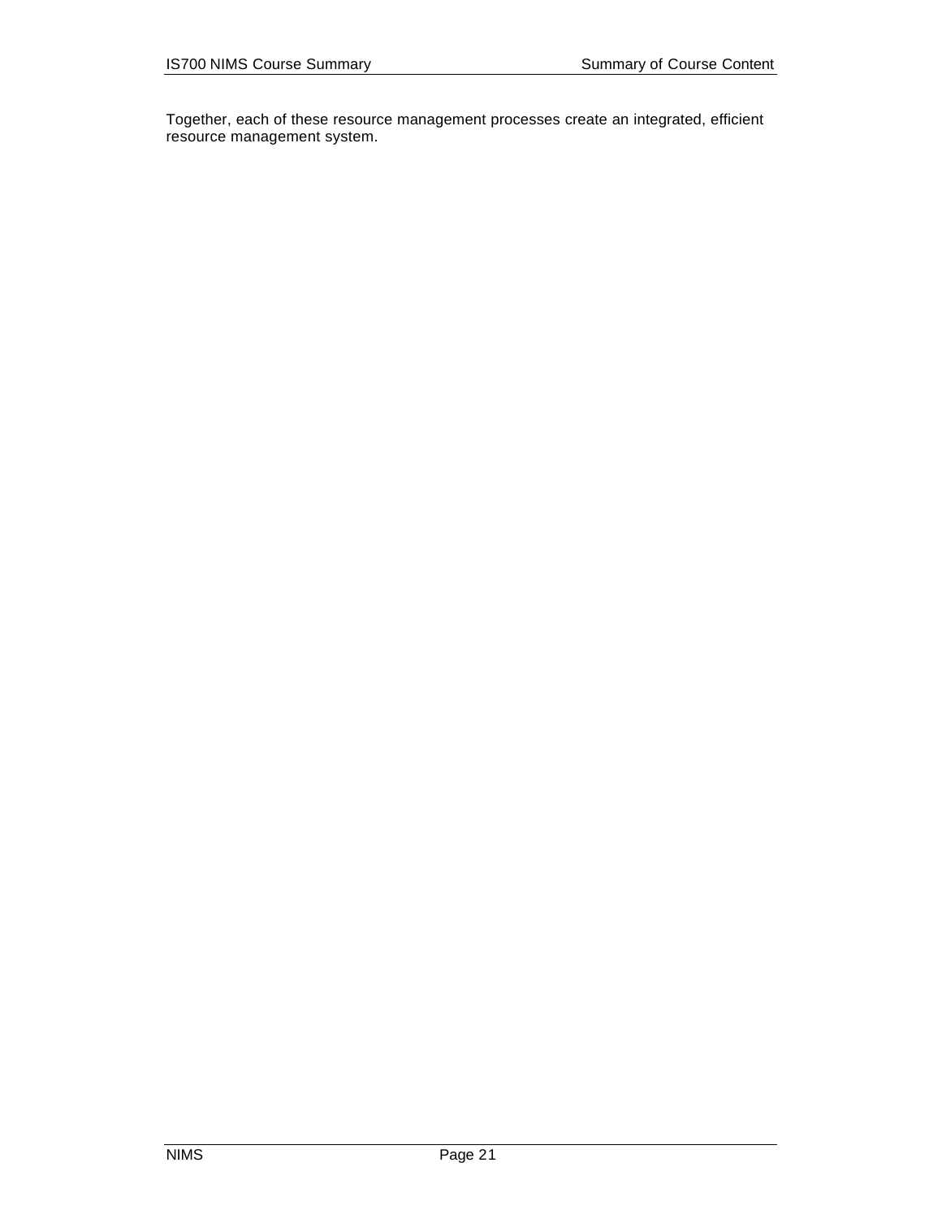Together, each of these resource management processes create an integrated, efficient resource management system.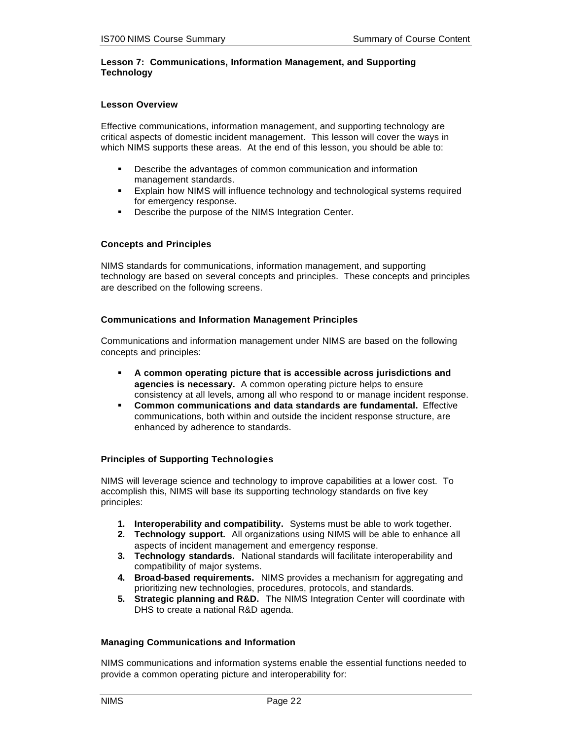### Lesson 7: Communications, Information Management, and Supporting Technology

#### Lesson Overview

Effective communications, information management, and supporting technology are critical aspects of domestic incident management. This lesson will cover the ways in which NIMS supports these areas. At the end of this lesson, you should be able to:

- Describe the advantages of common communication and information management standards.
- Explain how NIMS will influence technology and technological systems required for emergency response.
- Describe the purpose of the NIMS Integration Center.

#### Concepts and Principles

NIMS standards for communications, information management, and supporting technology are based on several concepts and principles. These concepts and principles are described on the following screens.

#### Communications and Information Management Principles

Communications and information management under NIMS are based on the following concepts and principles:

- **A common operating picture that is accessible across jurisdictions and agencies is necessary.** A common operating picture helps to ensure consistency at all levels, among all who respond to or manage incident response.
- **Common communications and data standards are fundamental.** Effective communications, both within and outside the incident response structure, are enhanced by adherence to standards.

#### Principles of Supporting Technologies

NIMS will leverage science and technology to improve capabilities at a lower cost. To accomplish this, NIMS will base its supporting technology standards on five key principles:

1. **Interoperability and compatibility.** Systems must be able to work together.
2. **Technology support.** All organizations using NIMS will be able to enhance all aspects of incident management and emergency response.
3. **Technology standards.** National standards will facilitate interoperability and compatibility of major systems.
4. **Broad-based requirements.** NIMS provides a mechanism for aggregating and prioritizing new technologies, procedures, protocols, and standards.
5. **Strategic planning and R&D.** The NIMS Integration Center will coordinate with DHS to create a national R&D agenda.

#### Managing Communications and Information

NIMS communications and information systems enable the essential functions needed to provide a common operating picture and interoperability for: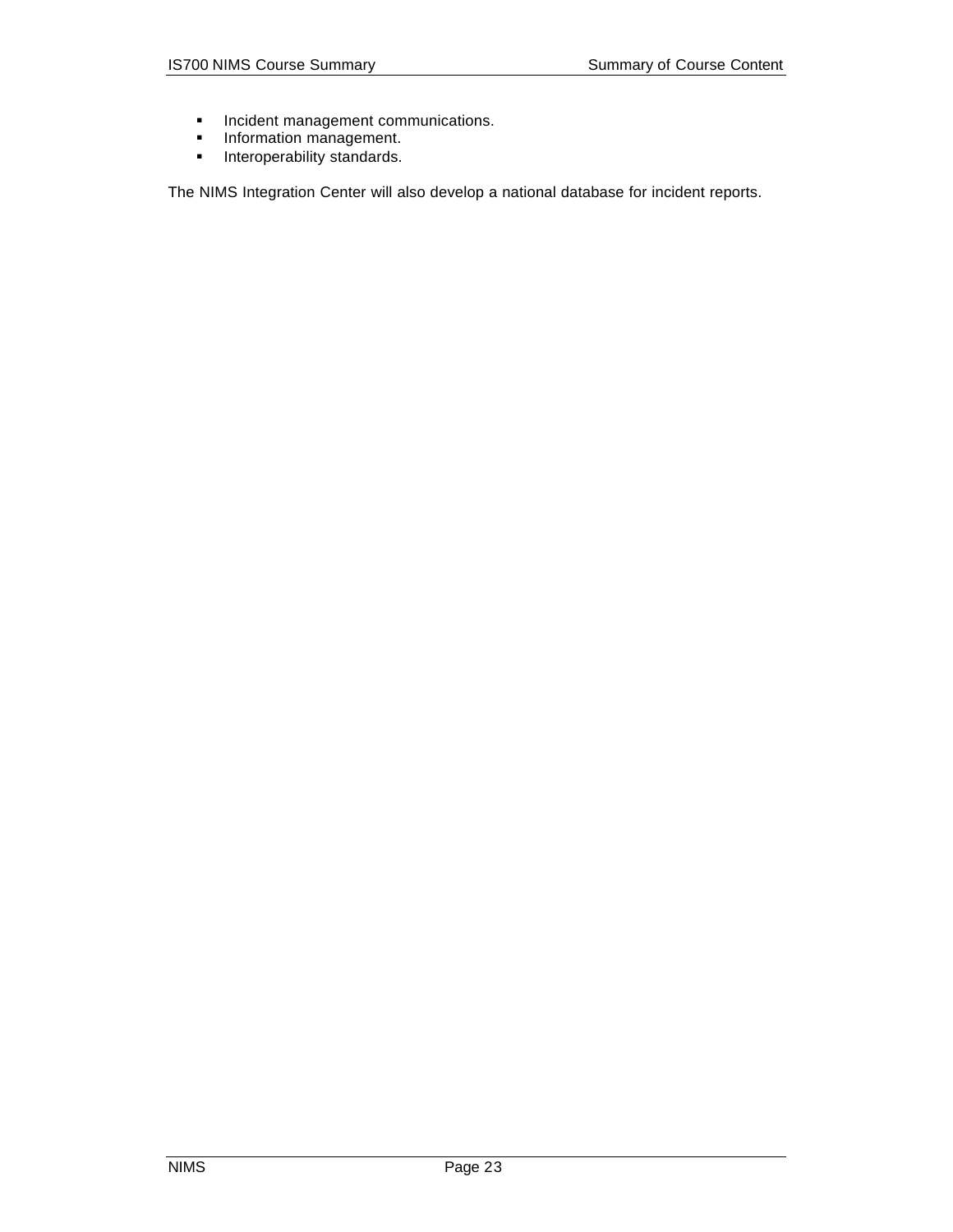- Incident management communications.
- Information management.
- Interoperability standards.

The NIMS Integration Center will also develop a national database for incident reports.